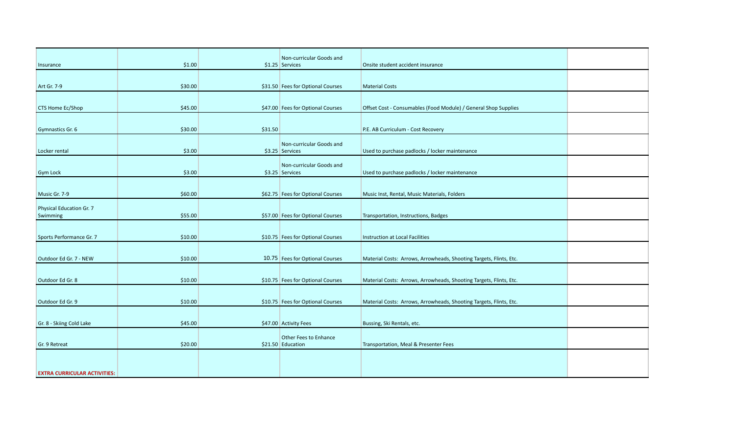| | | | | | |
|---|---|---|---|---|---|
| Insurance | $1.00 | $1.25 | Non-curricular Goods and Services | Onsite student accident insurance | |
| Art Gr. 7-9 | $30.00 | $31.50 | Fees for Optional Courses | Material Costs | |
| CTS Home Ec/Shop | $45.00 | $47.00 | Fees for Optional Courses | Offset Cost - Consumables (Food Module) / General Shop Supplies | |
| Gymnastics Gr. 6 | $30.00 | $31.50 | | P.E. AB Curriculum - Cost Recovery | |
| Locker rental | $3.00 | $3.25 | Non-curricular Goods and Services | Used to purchase padlocks / locker maintenance | |
| Gym Lock | $3.00 | $3.25 | Non-curricular Goods and Services | Used to purchase padlocks / locker maintenance | |
| Music Gr. 7-9 | $60.00 | $62.75 | Fees for Optional Courses | Music Inst, Rental, Music Materials, Folders | |
| Physical Education Gr. 7 Swimming | $55.00 | $57.00 | Fees for Optional Courses | Transportation, Instructions, Badges | |
| Sports Performance Gr. 7 | $10.00 | $10.75 | Fees for Optional Courses | Instruction at Local Facilities | |
| Outdoor Ed Gr. 7 - NEW | $10.00 | 10.75 | Fees for Optional Courses | Material Costs: Arrows, Arrowheads, Shooting Targets, Flints, Etc. | |
| Outdoor Ed Gr. 8 | $10.00 | $10.75 | Fees for Optional Courses | Material Costs: Arrows, Arrowheads, Shooting Targets, Flints, Etc. | |
| Outdoor Ed Gr. 9 | $10.00 | $10.75 | Fees for Optional Courses | Material Costs: Arrows, Arrowheads, Shooting Targets, Flints, Etc. | |
| Gr. 8 - Skiing Cold Lake | $45.00 | $47.00 | Activity Fees | Bussing, Ski Rentals, etc. | |
| Gr. 9 Retreat | $20.00 | $21.50 | Other Fees to Enhance Education | Transportation, Meal & Presenter Fees | |
| **EXTRA CURRICULAR ACTIVITIES:** | | | | | |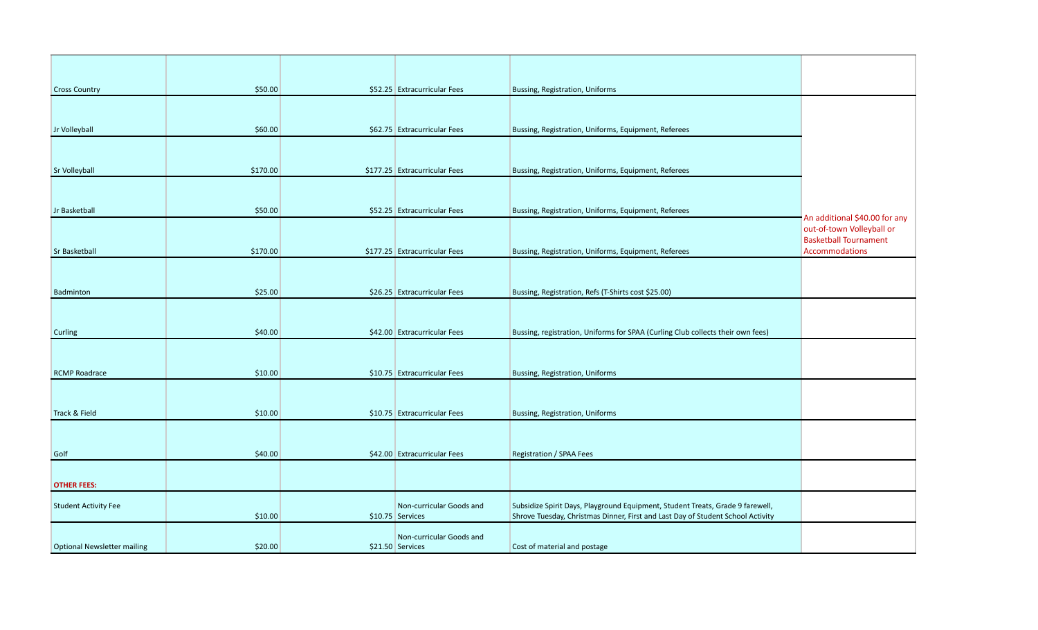| | | | | | |
|---|---|---|---|---|---|
| Cross Country | $50.00 | $52.25 | Extracurricular Fees | Bussing, Registration, Uniforms | |
| Jr Volleyball | $60.00 | $62.75 | Extracurricular Fees | Bussing, Registration, Uniforms, Equipment, Referees | |
| Sr Volleyball | $170.00 | $177.25 | Extracurricular Fees | Bussing, Registration, Uniforms, Equipment, Referees | |
| Jr Basketball | $50.00 | $52.25 | Extracurricular Fees | Bussing, Registration, Uniforms, Equipment, Referees | |
| Sr Basketball | $170.00 | $177.25 | Extracurricular Fees | Bussing, Registration, Uniforms, Equipment, Referees | An additional $40.00 for any out-of-town Volleyball or Basketball Tournament Accommodations |
| Badminton | $25.00 | $26.25 | Extracurricular Fees | Bussing, Registration, Refs (T-Shirts cost $25.00) | |
| Curling | $40.00 | $42.00 | Extracurricular Fees | Bussing, registration, Uniforms for SPAA (Curling Club collects their own fees) | |
| RCMP Roadrace | $10.00 | $10.75 | Extracurricular Fees | Bussing, Registration, Uniforms | |
| Track & Field | $10.00 | $10.75 | Extracurricular Fees | Bussing, Registration, Uniforms | |
| Golf | $40.00 | $42.00 | Extracurricular Fees | Registration / SPAA Fees | |
| **OTHER FEES:** | | | | | |
| Student Activity Fee | $10.00 | $10.75 | Non-curricular Goods and Services | Subsidize Spirit Days, Playground Equipment, Student Treats, Grade 9 farewell, Shrove Tuesday, Christmas Dinner, First and Last Day of Student School Activity | |
| Optional Newsletter mailing | $20.00 | $21.50 | Non-curricular Goods and Services | Cost of material and postage | |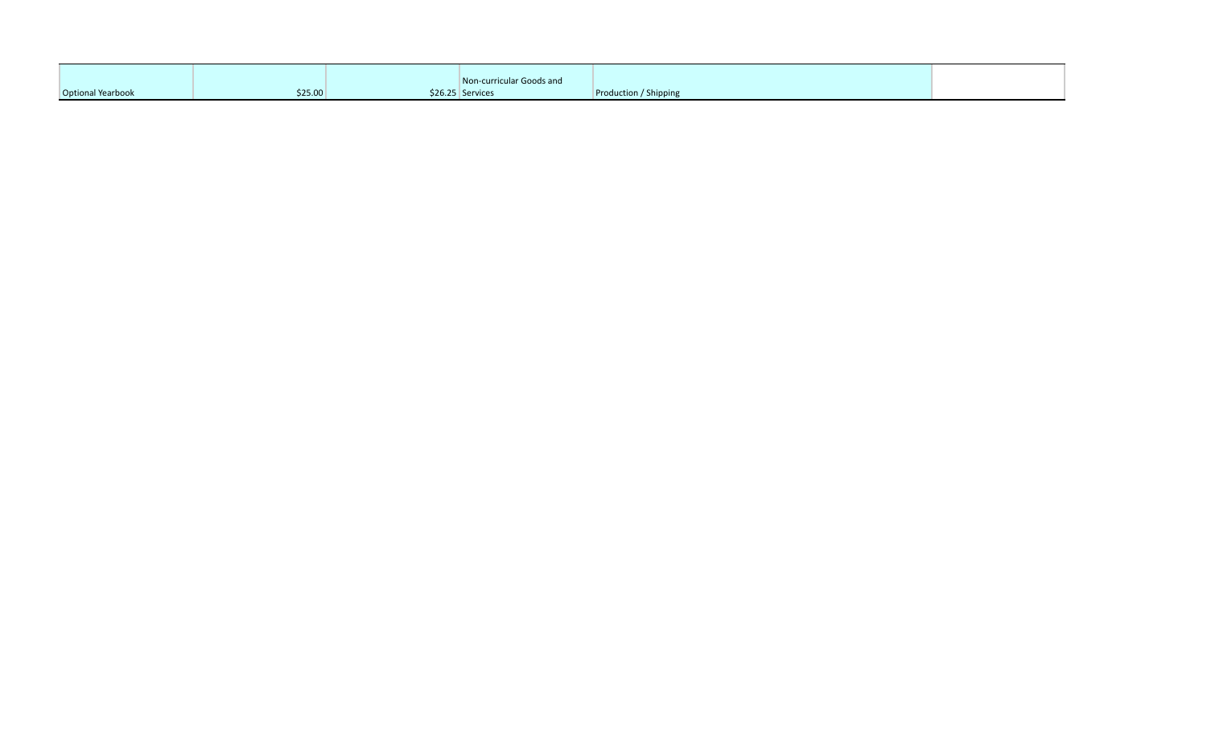| | | | | | |
|---|---|---|---|---|---|
| Optional Yearbook | $25.00 | $26.25 | Non-curricular Goods and Services | Production / Shipping | |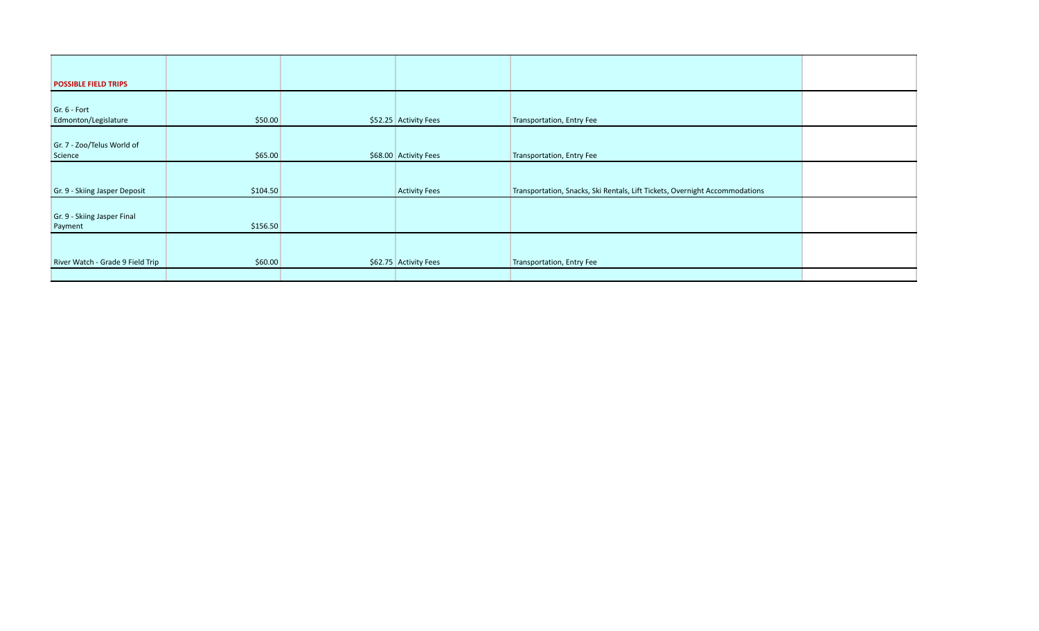| POSSIBLE FIELD TRIPS | | | | | |
|---|---|---|---|---|---|
| Gr. 6 - Fort Edmonton/Legislature | $50.00 | | $52.25 Activity Fees | Transportation, Entry Fee | |
| Gr. 7 - Zoo/Telus World of Science | $65.00 | | $68.00 Activity Fees | Transportation, Entry Fee | |
| Gr. 9 - Skiing Jasper Deposit | $104.50 | | Activity Fees | Transportation, Snacks, Ski Rentals, Lift Tickets, Overnight Accommodations | |
| Gr. 9 - Skiing Jasper Final Payment | $156.50 | | | | |
| River Watch - Grade 9 Field Trip | $60.00 | | $62.75 Activity Fees | Transportation, Entry Fee | |
| | | | | | |